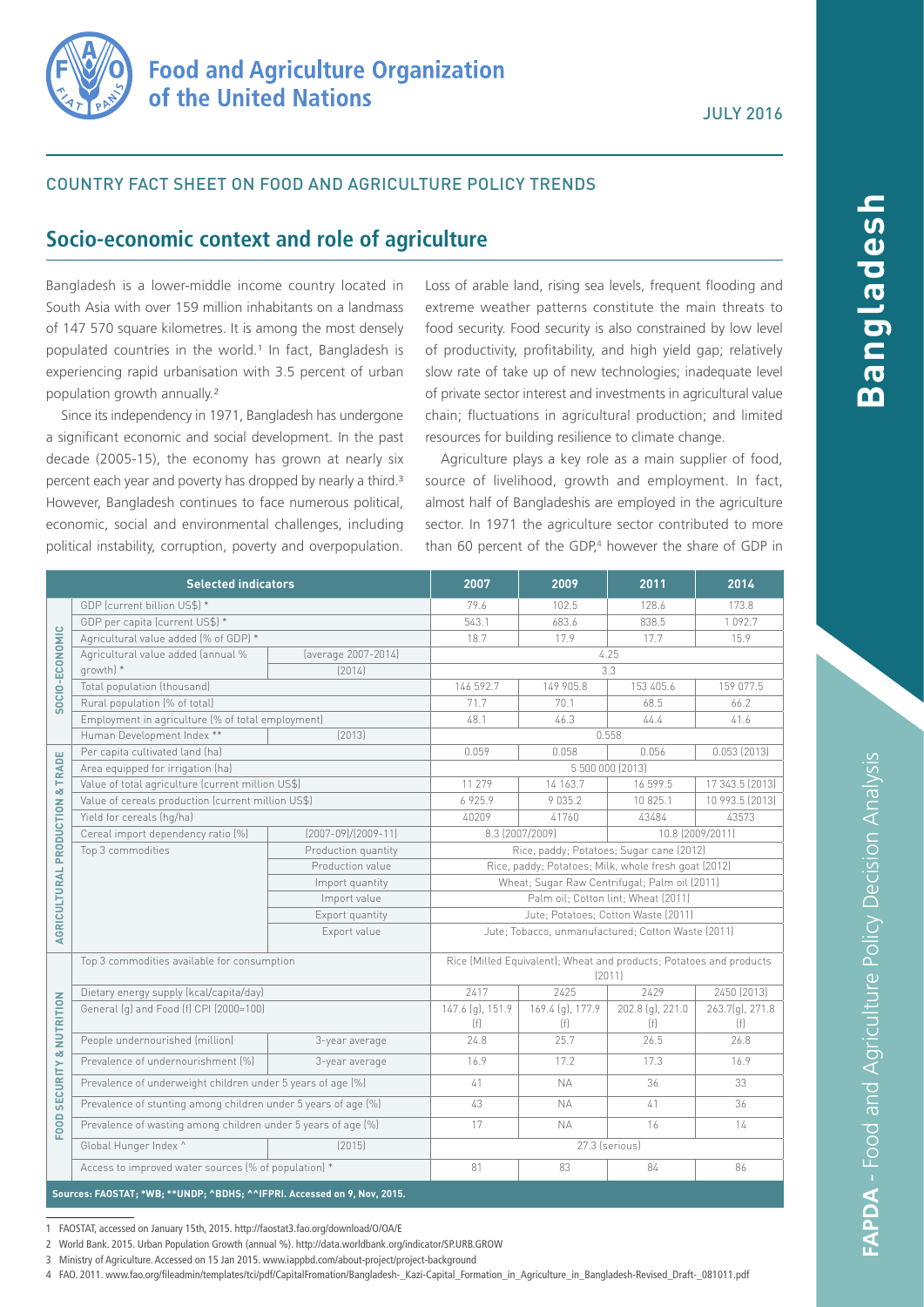# Food and Agriculture Organization of the United Nations

JULY 2016

## COUNTRY FACT SHEET ON FOOD AND AGRICULTURE POLICY TRENDS

# Bangladesh

## Socio-economic context and role of agriculture

Bangladesh is a lower-middle income country located in South Asia with over 159 million inhabitants on a landmass of 147 570 square kilometres. It is among the most densely populated countries in the world.[1] In fact, Bangladesh is experiencing rapid urbanisation with 3.5 percent of urban population growth annually.[2]

Since its independency in 1971, Bangladesh has undergone a significant economic and social development. In the past decade (2005-15), the economy has grown at nearly six percent each year and poverty has dropped by nearly a third.[3] However, Bangladesh continues to face numerous political, economic, social and environmental challenges, including political instability, corruption, poverty and overpopulation.

Loss of arable land, rising sea levels, frequent flooding and extreme weather patterns constitute the main threats to food security. Food security is also constrained by low level of productivity, profitability, and high yield gap; relatively slow rate of take up of new technologies; inadequate level of private sector interest and investments in agricultural value chain; fluctuations in agricultural production; and limited resources for building resilience to climate change.

Agriculture plays a key role as a main supplier of food, source of livelihood, growth and employment. In fact, almost half of Bangladeshis are employed in the agriculture sector. In 1971 the agriculture sector contributed to more than 60 percent of the GDP,[4] however the share of GDP in

| | Selected indicators | | 2007 | 2009 | 2011 | 2014 |
|---|---|---|---|---|---|---|
| SOCIO-ECONOMIC | GDP (current billion US$) * | | 79.6 | 102.5 | 128.6 | 173.8 |
| | GDP per capita (current US$) * | | 543.1 | 683.6 | 838.5 | 1 092.7 |
| | Agricultural value added (% of GDP) * | | 18.7 | 17.9 | 17.7 | 15.9 |
| | Agricultural value added (annual % growth) * | (average 2007-2014) | 4.25 | | | |
| | | (2014) | 3.3 | | | |
| | Total population (thousand) | | 146 592.7 | 149 905.8 | 153 405.6 | 159 077.5 |
| | Rural population (% of total) | | 71.7 | 70.1 | 68.5 | 66.2 |
| | Employment in agriculture (% of total employment) | | 48.1 | 46.3 | 44.4 | 41.6 |
| | Human Development Index ** | (2013) | 0.558 | | | |
| AGRICULTURAL PRODUCTION & TRADE | Per capita cultivated land (ha) | | 0.059 | 0.058 | 0.056 | 0.053 (2013) |
| | Area equipped for irrigation (ha) | | 5 500 000 (2013) | | | |
| | Value of total agriculture (current million US$) | | 11 279 | 14 163.7 | 16 599.5 | 17 343.5 (2013) |
| | Value of cereals production (current million US$) | | 6 925.9 | 9 035.2 | 10 825.1 | 10 993.5 (2013) |
| | Yield for cereals (hg/ha) | | 40209 | 41760 | 43484 | 43573 |
| | Cereal import dependency ratio (%) | (2007-09)/(2009-11) | 8.3 (2007/2009) | | 10.8 (2009/2011) | |
| | Top 3 commodities | Production quantity | Rice, paddy; Potatoes; Sugar cane (2012) | | | |
| | | Production value | Rice, paddy; Potatoes; Milk, whole fresh goat (2012) | | | |
| | | Import quantity | Wheat; Sugar Raw Centrifugal; Palm oil (2011) | | | |
| | | Import value | Palm oil; Cotton lint; Wheat (2011) | | | |
| | | Export quantity | Jute; Potatoes; Cotton Waste (2011) | | | |
| | | Export value | Jute; Tobacco, unmanufactured; Cotton Waste (2011) | | | |
| FOOD SECURITY & NUTRITION | Top 3 commodities available for consumption | | Rice (Milled Equivalent); Wheat and products; Potatoes and products (2011) | | | |
| | Dietary energy supply (kcal/capita/day) | | 2417 | 2425 | 2429 | 2450 (2013) |
| | General (g) and Food (f) CPI (2000=100) | | 147.6 (g), 151.9 (f) | 169.4 (g), 177.9 (f) | 202.8 (g), 221.0 (f) | 263.7(g), 271.8 (f) |
| | People undernourished (million) | 3-year average | 24.8 | 25.7 | 26.5 | 26.8 |
| | Prevalence of undernourishment (%) | 3-year average | 16.9 | 17.2 | 17.3 | 16.9 |
| | Prevalence of underweight children under 5 years of age (%) | | 41 | NA | 36 | 33 |
| | Prevalence of stunting among children under 5 years of age (%) | | 43 | NA | 41 | 36 |
| | Prevalence of wasting among children under 5 years of age (%) | | 17 | NA | 16 | 14 |
| | Global Hunger Index ^ | (2015) | 27.3 (serious) | | | |
| | Access to improved water sources (% of population) * | | 81 | 83 | 84 | 86 |

Sources: FAOSTAT; *WB; **UNDP; ^BDHS; ^^IFPRI. Accessed on 9, Nov, 2015.

1 FAOSTAT, accessed on January 15th, 2015. http://faostat3.fao.org/download/O/OA/E

2 World Bank. 2015. Urban Population Growth (annual %). http://data.worldbank.org/indicator/SP.URB.GROW

3 Ministry of Agriculture. Accessed on 15 Jan 2015. www.iappbd.com/about-project/project-background

4 FAO. 2011. www.fao.org/fileadmin/templates/tci/pdf/CapitalFromation/Bangladesh-_Kazi-Capital_Formation_in_Agriculture_in_Bangladesh-Revised_Draft-_081011.pdf

FAPDA - Food and Agriculture Policy Decision Analysis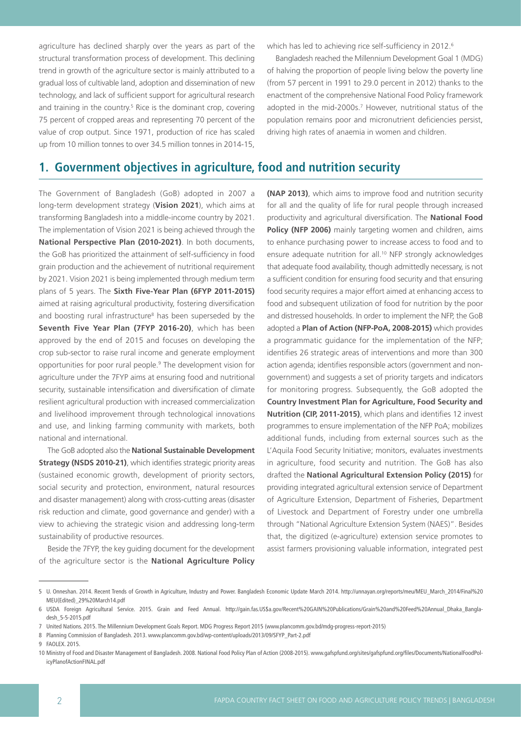agriculture has declined sharply over the years as part of the structural transformation process of development. This declining trend in growth of the agriculture sector is mainly attributed to a gradual loss of cultivable land, adoption and dissemination of new technology, and lack of sufficient support for agricultural research and training in the country.[5] Rice is the dominant crop, covering 75 percent of cropped areas and representing 70 percent of the value of crop output. Since 1971, production of rice has scaled up from 10 million tonnes to over 34.5 million tonnes in 2014-15, which has led to achieving rice self-sufficiency in 2012.[6]

Bangladesh reached the Millennium Development Goal 1 (MDG) of halving the proportion of people living below the poverty line (from 57 percent in 1991 to 29.0 percent in 2012) thanks to the enactment of the comprehensive National Food Policy framework adopted in the mid-2000s.[7] However, nutritional status of the population remains poor and micronutrient deficiencies persist, driving high rates of anaemia in women and children.

## 1. Government objectives in agriculture, food and nutrition security

The Government of Bangladesh (GoB) adopted in 2007 a long-term development strategy (**Vision 2021**), which aims at transforming Bangladesh into a middle-income country by 2021. The implementation of Vision 2021 is being achieved through the **National Perspective Plan (2010-2021)**. In both documents, the GoB has prioritized the attainment of self-sufficiency in food grain production and the achievement of nutritional requirement by 2021. Vision 2021 is being implemented through medium term plans of 5 years. The **Sixth Five-Year Plan (6FYP 2011-2015)** aimed at raising agricultural productivity, fostering diversification and boosting rural infrastructure[8] has been superseded by the **Seventh Five Year Plan (7FYP 2016-20)**, which has been approved by the end of 2015 and focuses on developing the crop sub-sector to raise rural income and generate employment opportunities for poor rural people.[9] The development vision for agriculture under the 7FYP aims at ensuring food and nutritional security, sustainable intensification and diversification of climate resilient agricultural production with increased commercialization and livelihood improvement through technological innovations and use, and linking farming community with markets, both national and international.

The GoB adopted also the **National Sustainable Development Strategy (NSDS 2010-21)**, which identifies strategic priority areas (sustained economic growth, development of priority sectors, social security and protection, environment, natural resources and disaster management) along with cross-cutting areas (disaster risk reduction and climate, good governance and gender) with a view to achieving the strategic vision and addressing long-term sustainability of productive resources.

Beside the 7FYP, the key guiding document for the development of the agriculture sector is the **National Agriculture Policy (NAP 2013)**, which aims to improve food and nutrition security for all and the quality of life for rural people through increased productivity and agricultural diversification. The **National Food Policy (NFP 2006)** mainly targeting women and children, aims to enhance purchasing power to increase access to food and to ensure adequate nutrition for all.[10] NFP strongly acknowledges that adequate food availability, though admittedly necessary, is not a sufficient condition for ensuring food security and that ensuring food security requires a major effort aimed at enhancing access to food and subsequent utilization of food for nutrition by the poor and distressed households. In order to implement the NFP, the GoB adopted a **Plan of Action (NFP-PoA, 2008-2015)** which provides a programmatic guidance for the implementation of the NFP; identifies 26 strategic areas of interventions and more than 300 action agenda; identifies responsible actors (government and non-government) and suggests a set of priority targets and indicators for monitoring progress. Subsequently, the GoB adopted the **Country Investment Plan for Agriculture, Food Security and Nutrition (CIP, 2011-2015)**, which plans and identifies 12 invest programmes to ensure implementation of the NFP PoA; mobilizes additional funds, including from external sources such as the L'Aquila Food Security Initiative; monitors, evaluates investments in agriculture, food security and nutrition. The GoB has also drafted the **National Agricultural Extension Policy (2015)** for providing integrated agricultural extension service of Department of Agriculture Extension, Department of Fisheries, Department of Livestock and Department of Forestry under one umbrella through "National Agriculture Extension System (NAES)". Besides that, the digitized (e-agriculture) extension service promotes to assist farmers provisioning valuable information, integrated pest

---

5 U. Onneshan. 2014. Recent Trends of Growth in Agriculture, Industry and Power. Bangladesh Economic Update March 2014. http://unnayan.org/reports/meu/MEU_March_2014/Final%20MEU(Edited)_29%20March14.pdf

6 USDA Foreign Agricultural Service. 2015. Grain and Feed Annual. http://gain.fas.US$a.gov/Recent%20GAIN%20Publications/Grain%20and%20Feed%20Annual_Dhaka_Bangladesh_5-5-2015.pdf

7 United Nations. 2015. The Millennium Development Goals Report. MDG Progress Report 2015 (www.plancomm.gov.bd/mdg-progress-report-2015)

8 Planning Commission of Bangladesh. 2013. www.plancomm.gov.bd/wp-content/uploads/2013/09/SFYP_Part-2.pdf

9 FAOLEX. 2015.

10 Ministry of Food and Disaster Management of Bangladesh. 2008. National Food Policy Plan of Action (2008-2015). www.gafspfund.org/sites/gafspfund.org/files/Documents/NationalFoodPolicyPlanofActionFINAL.pdf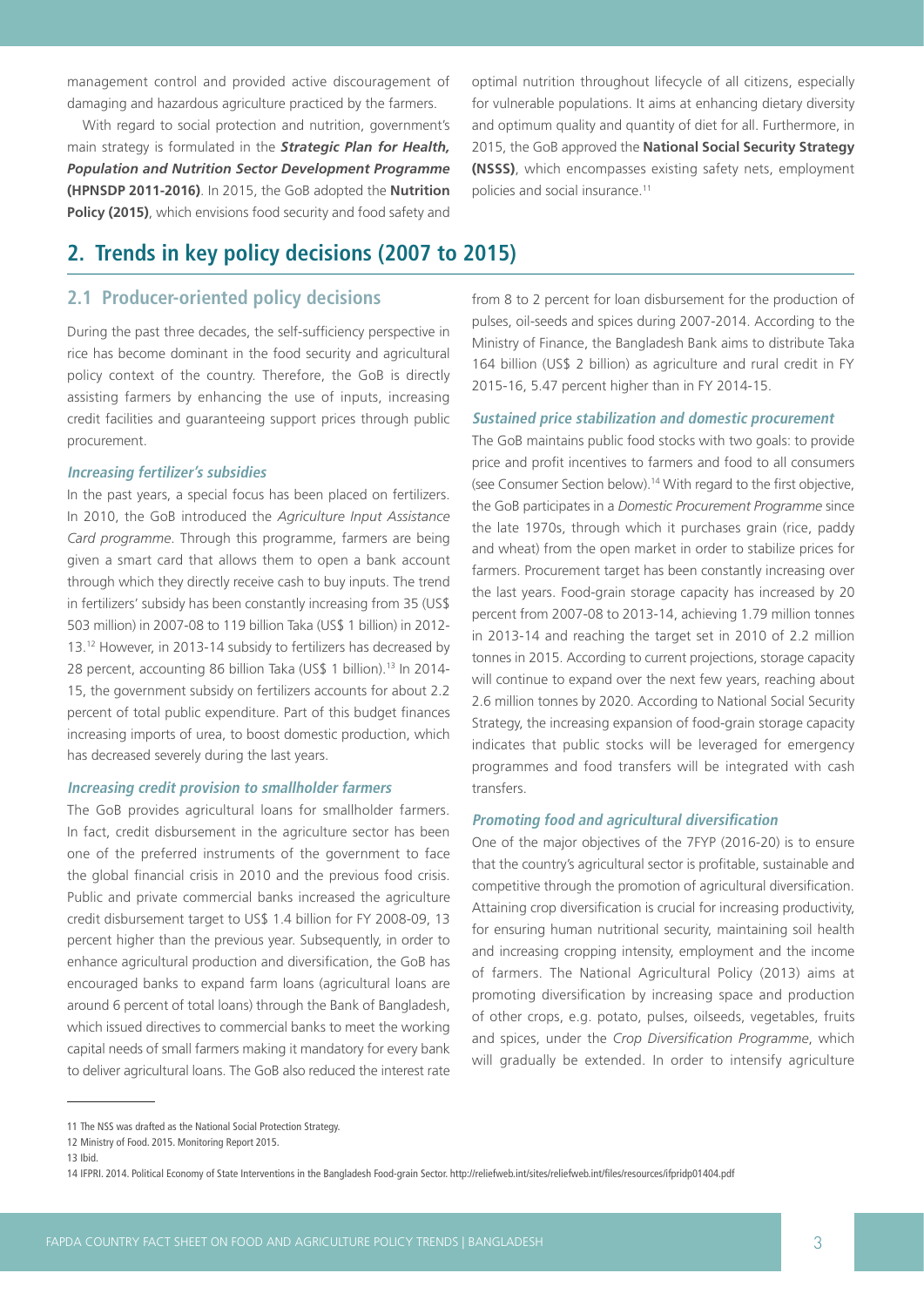management control and provided active discouragement of damaging and hazardous agriculture practiced by the farmers.

With regard to social protection and nutrition, government's main strategy is formulated in the ***Strategic Plan for Health, Population and Nutrition Sector Development Programme* (HPNSDP 2011-2016)**. In 2015, the GoB adopted the **Nutrition Policy (2015)**, which envisions food security and food safety and optimal nutrition throughout lifecycle of all citizens, especially for vulnerable populations. It aims at enhancing dietary diversity and optimum quality and quantity of diet for all. Furthermore, in 2015, the GoB approved the **National Social Security Strategy (NSSS)**, which encompasses existing safety nets, employment policies and social insurance.[11]

## 2. Trends in key policy decisions (2007 to 2015)

### 2.1 Producer-oriented policy decisions

During the past three decades, the self-sufficiency perspective in rice has become dominant in the food security and agricultural policy context of the country. Therefore, the GoB is directly assisting farmers by enhancing the use of inputs, increasing credit facilities and guaranteeing support prices through public procurement.

#### *Increasing fertilizer's subsidies*

In the past years, a special focus has been placed on fertilizers. In 2010, the GoB introduced the *Agriculture Input Assistance Card programme*. Through this programme, farmers are being given a smart card that allows them to open a bank account through which they directly receive cash to buy inputs. The trend in fertilizers' subsidy has been constantly increasing from 35 (US$ 503 million) in 2007-08 to 119 billion Taka (US$ 1 billion) in 2012-13.[12] However, in 2013-14 subsidy to fertilizers has decreased by 28 percent, accounting 86 billion Taka (US$ 1 billion).[13] In 2014-15, the government subsidy on fertilizers accounts for about 2.2 percent of total public expenditure. Part of this budget finances increasing imports of urea, to boost domestic production, which has decreased severely during the last years.

#### *Increasing credit provision to smallholder farmers*

The GoB provides agricultural loans for smallholder farmers. In fact, credit disbursement in the agriculture sector has been one of the preferred instruments of the government to face the global financial crisis in 2010 and the previous food crisis. Public and private commercial banks increased the agriculture credit disbursement target to US$ 1.4 billion for FY 2008-09, 13 percent higher than the previous year. Subsequently, in order to enhance agricultural production and diversification, the GoB has encouraged banks to expand farm loans (agricultural loans are around 6 percent of total loans) through the Bank of Bangladesh, which issued directives to commercial banks to meet the working capital needs of small farmers making it mandatory for every bank to deliver agricultural loans. The GoB also reduced the interest rate from 8 to 2 percent for loan disbursement for the production of pulses, oil-seeds and spices during 2007-2014. According to the Ministry of Finance, the Bangladesh Bank aims to distribute Taka 164 billion (US$ 2 billion) as agriculture and rural credit in FY 2015-16, 5.47 percent higher than in FY 2014-15.

#### *Sustained price stabilization and domestic procurement*

The GoB maintains public food stocks with two goals: to provide price and profit incentives to farmers and food to all consumers (see Consumer Section below).[14] With regard to the first objective, the GoB participates in a *Domestic Procurement Programme* since the late 1970s, through which it purchases grain (rice, paddy and wheat) from the open market in order to stabilize prices for farmers. Procurement target has been constantly increasing over the last years. Food-grain storage capacity has increased by 20 percent from 2007-08 to 2013-14, achieving 1.79 million tonnes in 2013-14 and reaching the target set in 2010 of 2.2 million tonnes in 2015. According to current projections, storage capacity will continue to expand over the next few years, reaching about 2.6 million tonnes by 2020. According to National Social Security Strategy, the increasing expansion of food-grain storage capacity indicates that public stocks will be leveraged for emergency programmes and food transfers will be integrated with cash transfers.

#### *Promoting food and agricultural diversification*

One of the major objectives of the 7FYP (2016-20) is to ensure that the country's agricultural sector is profitable, sustainable and competitive through the promotion of agricultural diversification. Attaining crop diversification is crucial for increasing productivity, for ensuring human nutritional security, maintaining soil health and increasing cropping intensity, employment and the income of farmers. The National Agricultural Policy (2013) aims at promoting diversification by increasing space and production of other crops, e.g. potato, pulses, oilseeds, vegetables, fruits and spices, under the *Crop Diversification Programme*, which will gradually be extended. In order to intensify agriculture

---

11 The NSS was drafted as the National Social Protection Strategy.

12 Ministry of Food. 2015. Monitoring Report 2015.

13 Ibid.

14 IFPRI. 2014. Political Economy of State Interventions in the Bangladesh Food-grain Sector. http://reliefweb.int/sites/reliefweb.int/files/resources/ifpridp01404.pdf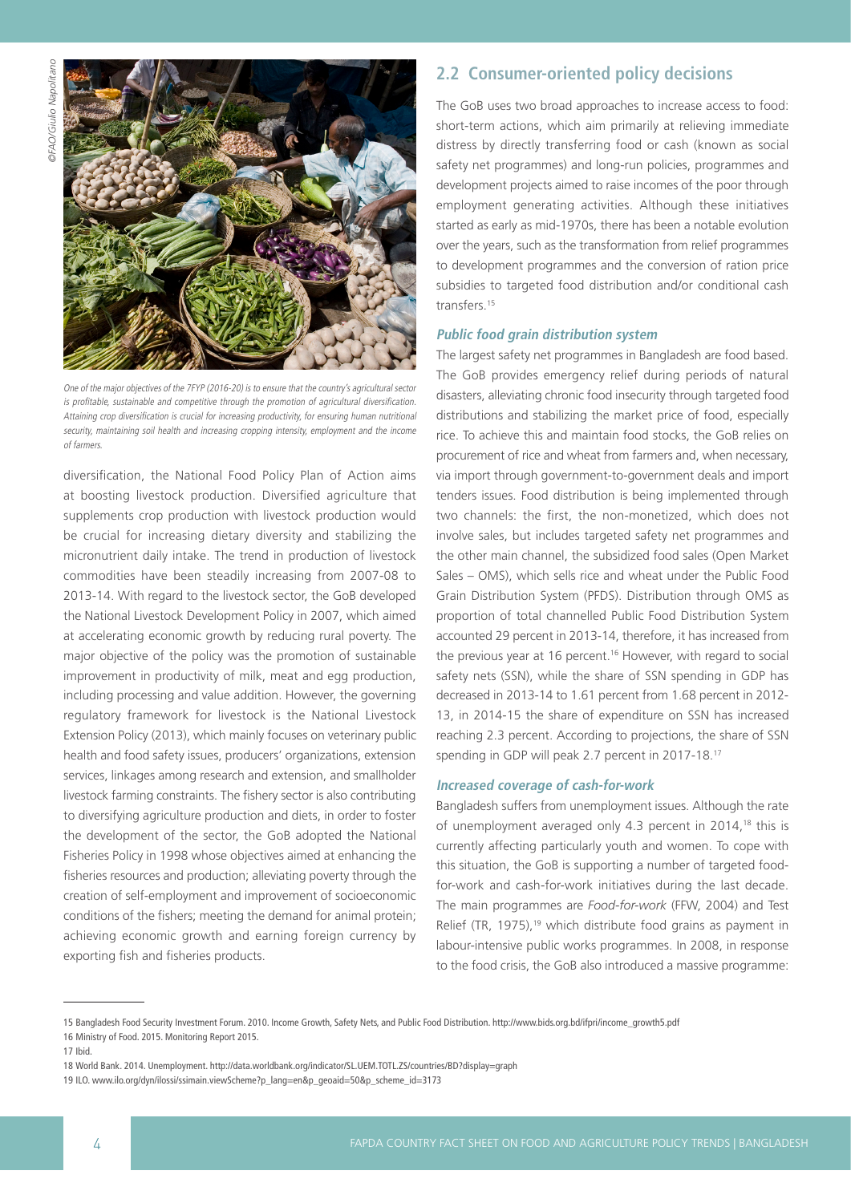One of the major objectives of the 7FYP (2016-20) is to ensure that the country's agricultural sector is profitable, sustainable and competitive through the promotion of agricultural diversification. Attaining crop diversification is crucial for increasing productivity, for ensuring human nutritional security, maintaining soil health and increasing cropping intensity, employment and the income of farmers.

diversification, the National Food Policy Plan of Action aims at boosting livestock production. Diversified agriculture that supplements crop production with livestock production would be crucial for increasing dietary diversity and stabilizing the micronutrient daily intake. The trend in production of livestock commodities have been steadily increasing from 2007-08 to 2013-14. With regard to the livestock sector, the GoB developed the National Livestock Development Policy in 2007, which aimed at accelerating economic growth by reducing rural poverty. The major objective of the policy was the promotion of sustainable improvement in productivity of milk, meat and egg production, including processing and value addition. However, the governing regulatory framework for livestock is the National Livestock Extension Policy (2013), which mainly focuses on veterinary public health and food safety issues, producers' organizations, extension services, linkages among research and extension, and smallholder livestock farming constraints. The fishery sector is also contributing to diversifying agriculture production and diets, in order to foster the development of the sector, the GoB adopted the National Fisheries Policy in 1998 whose objectives aimed at enhancing the fisheries resources and production; alleviating poverty through the creation of self-employment and improvement of socioeconomic conditions of the fishers; meeting the demand for animal protein; achieving economic growth and earning foreign currency by exporting fish and fisheries products.

## 2.2 Consumer-oriented policy decisions

The GoB uses two broad approaches to increase access to food: short-term actions, which aim primarily at relieving immediate distress by directly transferring food or cash (known as social safety net programmes) and long-run policies, programmes and development projects aimed to raise incomes of the poor through employment generating activities. Although these initiatives started as early as mid-1970s, there has been a notable evolution over the years, such as the transformation from relief programmes to development programmes and the conversion of ration price subsidies to targeted food distribution and/or conditional cash transfers.[15]

### *Public food grain distribution system*

The largest safety net programmes in Bangladesh are food based. The GoB provides emergency relief during periods of natural disasters, alleviating chronic food insecurity through targeted food distributions and stabilizing the market price of food, especially rice. To achieve this and maintain food stocks, the GoB relies on procurement of rice and wheat from farmers and, when necessary, via import through government-to-government deals and import tenders issues. Food distribution is being implemented through two channels: the first, the non-monetized, which does not involve sales, but includes targeted safety net programmes and the other main channel, the subsidized food sales (Open Market Sales – OMS), which sells rice and wheat under the Public Food Grain Distribution System (PFDS). Distribution through OMS as proportion of total channelled Public Food Distribution System accounted 29 percent in 2013-14, therefore, it has increased from the previous year at 16 percent.[16] However, with regard to social safety nets (SSN), while the share of SSN spending in GDP has decreased in 2013-14 to 1.61 percent from 1.68 percent in 2012-13, in 2014-15 the share of expenditure on SSN has increased reaching 2.3 percent. According to projections, the share of SSN spending in GDP will peak 2.7 percent in 2017-18.[17]

### *Increased coverage of cash-for-work*

Bangladesh suffers from unemployment issues. Although the rate of unemployment averaged only 4.3 percent in 2014,[18] this is currently affecting particularly youth and women. To cope with this situation, the GoB is supporting a number of targeted food-for-work and cash-for-work initiatives during the last decade. The main programmes are *Food-for-work* (FFW, 2004) and Test Relief (TR, 1975),[19] which distribute food grains as payment in labour-intensive public works programmes. In 2008, in response to the food crisis, the GoB also introduced a massive programme:

---

15 Bangladesh Food Security Investment Forum. 2010. Income Growth, Safety Nets, and Public Food Distribution. http://www.bids.org.bd/ifpri/income_growth5.pdf

16 Ministry of Food. 2015. Monitoring Report 2015.

17 Ibid.

18 World Bank. 2014. Unemployment. http://data.worldbank.org/indicator/SL.UEM.TOTL.ZS/countries/BD?display=graph

19 ILO. www.ilo.org/dyn/ilossi/ssimain.viewScheme?p_lang=en&p_geoaid=50&p_scheme_id=3173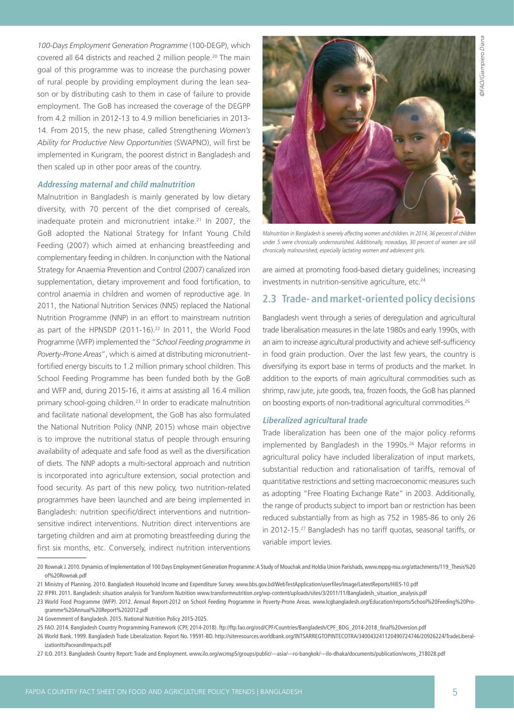*100-Days Employment Generation Programme* (100-DEGP), which covered all 64 districts and reached 2 million people.[20] The main goal of this programme was to increase the purchasing power of rural people by providing employment during the lean season or by distributing cash to them in case of failure to provide employment. The GoB has increased the coverage of the DEGPP from 4.2 million in 2012-13 to 4.9 million beneficiaries in 2013-14. From 2015, the new phase, called Strengthening *Women's Ability for Productive New Opportunities* (SWAPNO), will first be implemented in Kurigram, the poorest district in Bangladesh and then scaled up in other poor areas of the country.

#### Addressing maternal and child malnutrition

Malnutrition in Bangladesh is mainly generated by low dietary diversity, with 70 percent of the diet comprised of cereals, inadequate protein and micronutrient intake.[21] In 2007, the GoB adopted the National Strategy for Infant Young Child Feeding (2007) which aimed at enhancing breastfeeding and complementary feeding in children. In conjunction with the National Strategy for Anaemia Prevention and Control (2007) canalized iron supplementation, dietary improvement and food fortification, to control anaemia in children and women of reproductive age. In 2011, the National Nutrition Services (NNS) replaced the National Nutrition Programme (NNP) in an effort to mainstream nutrition as part of the HPNSDP (2011-16).[22] In 2011, the World Food Programme (WFP) implemented the "*School Feeding programme in Poverty-Prone Areas*", which is aimed at distributing micronutrient-fortified energy biscuits to 1.2 million primary school children. This School Feeding Programme has been funded both by the GoB and WFP and, during 2015-16, it aims at assisting all 16.4 million primary school-going children.[23] In order to eradicate malnutrition and facilitate national development, the GoB has also formulated the National Nutrition Policy (NNP, 2015) whose main objective is to improve the nutritional status of people through ensuring availability of adequate and safe food as well as the diversification of diets. The NNP adopts a multi-sectoral approach and nutrition is incorporated into agriculture extension, social protection and food security. As part of this new policy, two nutrition-related programmes have been launched and are being implemented in Bangladesh: nutrition specific/direct interventions and nutrition-sensitive indirect interventions. Nutrition direct interventions are targeting children and aim at promoting breastfeeding during the first six months, etc. Conversely, indirect nutrition interventions are aimed at promoting food-based dietary guidelines; increasing investments in nutrition-sensitive agriculture, etc.[24]

*Malnutrition in Bangladesh is severely affecting women and children. In 2014, 36 percent of children under 5 were chronically undernourished. Additionally, nowadays, 30 percent of women are still chronically malnourished, especially lactating women and adolescent girls.*

©FAO/Giampiero Diana

## 2.3 Trade- and market-oriented policy decisions

Bangladesh went through a series of deregulation and agricultural trade liberalisation measures in the late 1980s and early 1990s, with an aim to increase agricultural productivity and achieve self-sufficiency in food grain production. Over the last few years, the country is diversifying its export base in terms of products and the market. In addition to the exports of main agricultural commodities such as shrimp, raw jute, jute goods, tea, frozen foods, the GoB has planned on boosting exports of non-traditional agricultural commodities.[25]

#### Liberalized agricultural trade

Trade liberalization has been one of the major policy reforms implemented by Bangladesh in the 1990s.[26] Major reforms in agricultural policy have included liberalization of input markets, substantial reduction and rationalisation of tariffs, removal of quantitative restrictions and setting macroeconomic measures such as adopting "Free Floating Exchange Rate" in 2003. Additionally, the range of products subject to import ban or restriction has been reduced substantially from as high as 752 in 1985-86 to only 26 in 2012-15.[27] Bangladesh has no tariff quotas, seasonal tariffs, or variable import levies.

---

20 Rownak J. 2010. Dynamics of Implementation of 100 Days Employment Generation Programme: A Study of Mouchak and Holdia Union Parishads. www.mppg-nsu.org/attachments/119_Thesis%20of%20Rownak.pdf

21 Ministry of Planning. 2010. Bangladesh Household Income and Expenditure Survey. www.bbs.gov.bd/WebTestApplication/userfiles/Image/LatestReports/HIES-10.pdf

22 IFPRI. 2011. Bangladesh: situation analysis for Transform Nutrition www.transformnutrition.org/wp-content/uploads/sites/3/2011/11/Bangladesh_situation_analysis.pdf

23 World Food Programme (WFP). 2012. Annual Report-2012 on School Feeding Programme in Poverty-Prone Areas. www.lcgbangladesh.org/Education/reports/School%20Feeding%20Programme%20Annual%20Report%202012.pdf

24 Government of Bangladesh. 2015. National Nutrition Policy 2015-2025.

25 FAO. 2014. Bangladesh Country Programming Framework (CPF, 2014-2018). ftp://ftp.fao.org/osd/CPF/Countries/Bangladesh/CPF_BDG_2014-2018_final%20version.pdf

26 World Bank. 1999. Bangladesh Trade Liberalization. Report No. 19591-BD. http://siteresources.worldbank.org/INTSARREGTOPINTECOTRA/34004324112049072474​6/20926224/TradeLiberalizationItsPaceandImpacts.pdf

27 ILO. 2013. Bangladesh Country Report: Trade and Employment. www.ilo.org/wcmsp5/groups/public/---asia/---ro-bangkok/---ilo-dhaka/documents/publication/wcms_218028.pdf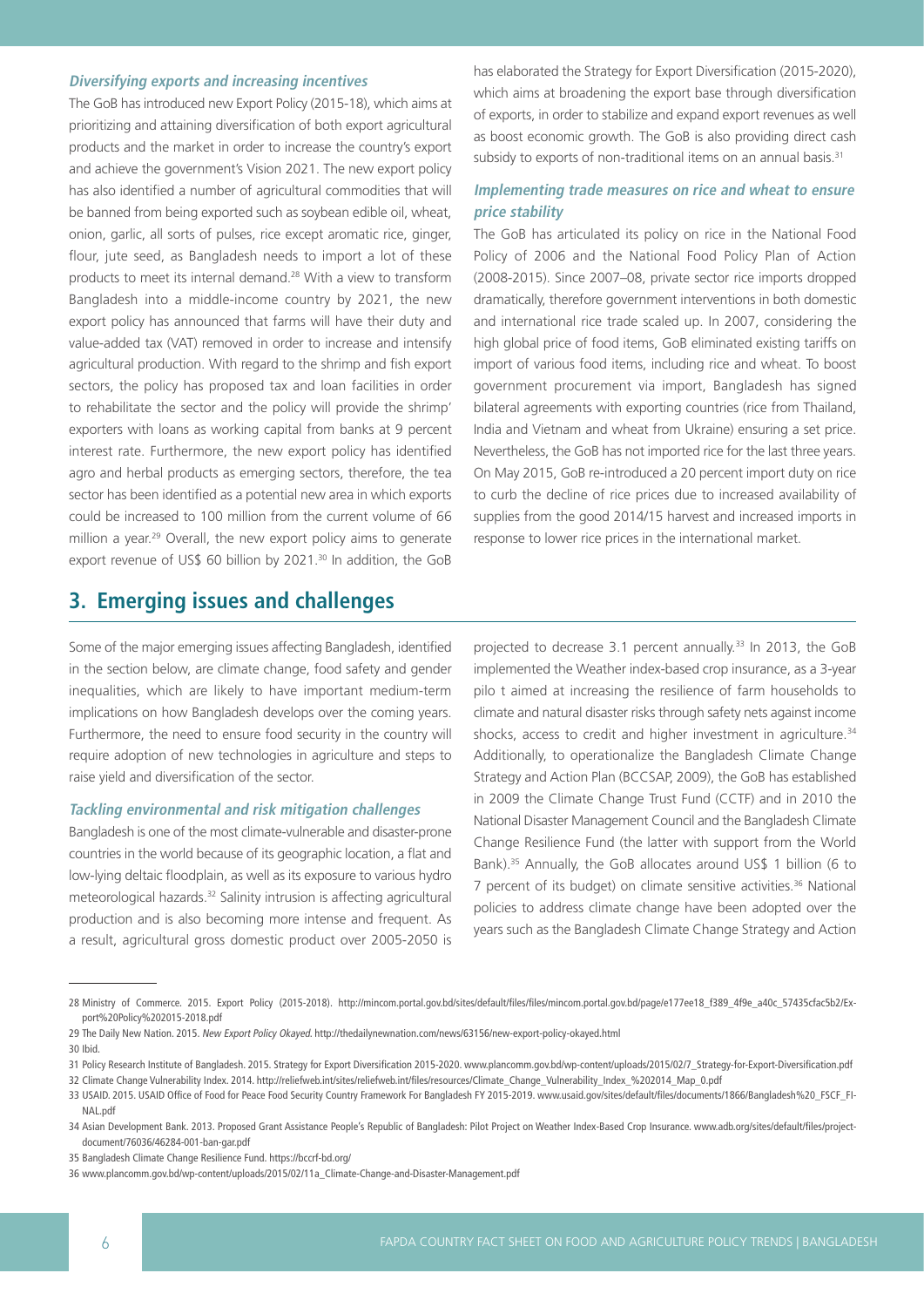### *Diversifying exports and increasing incentives*

The GoB has introduced new Export Policy (2015-18), which aims at prioritizing and attaining diversification of both export agricultural products and the market in order to increase the country's export and achieve the government's Vision 2021. The new export policy has also identified a number of agricultural commodities that will be banned from being exported such as soybean edible oil, wheat, onion, garlic, all sorts of pulses, rice except aromatic rice, ginger, flour, jute seed, as Bangladesh needs to import a lot of these products to meet its internal demand.[28] With a view to transform Bangladesh into a middle-income country by 2021, the new export policy has announced that farms will have their duty and value-added tax (VAT) removed in order to increase and intensify agricultural production. With regard to the shrimp and fish export sectors, the policy has proposed tax and loan facilities in order to rehabilitate the sector and the policy will provide the shrimp' exporters with loans as working capital from banks at 9 percent interest rate. Furthermore, the new export policy has identified agro and herbal products as emerging sectors, therefore, the tea sector has been identified as a potential new area in which exports could be increased to 100 million from the current volume of 66 million a year.[29] Overall, the new export policy aims to generate export revenue of US$ 60 billion by 2021.[30] In addition, the GoB has elaborated the Strategy for Export Diversification (2015-2020), which aims at broadening the export base through diversification of exports, in order to stabilize and expand export revenues as well as boost economic growth. The GoB is also providing direct cash subsidy to exports of non-traditional items on an annual basis.[31]

### *Implementing trade measures on rice and wheat to ensure price stability*

The GoB has articulated its policy on rice in the National Food Policy of 2006 and the National Food Policy Plan of Action (2008-2015). Since 2007–08, private sector rice imports dropped dramatically, therefore government interventions in both domestic and international rice trade scaled up. In 2007, considering the high global price of food items, GoB eliminated existing tariffs on import of various food items, including rice and wheat. To boost government procurement via import, Bangladesh has signed bilateral agreements with exporting countries (rice from Thailand, India and Vietnam and wheat from Ukraine) ensuring a set price. Nevertheless, the GoB has not imported rice for the last three years. On May 2015, GoB re-introduced a 20 percent import duty on rice to curb the decline of rice prices due to increased availability of supplies from the good 2014/15 harvest and increased imports in response to lower rice prices in the international market.

## 3. Emerging issues and challenges

Some of the major emerging issues affecting Bangladesh, identified in the section below, are climate change, food safety and gender inequalities, which are likely to have important medium-term implications on how Bangladesh develops over the coming years. Furthermore, the need to ensure food security in the country will require adoption of new technologies in agriculture and steps to raise yield and diversification of the sector.

### *Tackling environmental and risk mitigation challenges*

Bangladesh is one of the most climate-vulnerable and disaster-prone countries in the world because of its geographic location, a flat and low-lying deltaic floodplain, as well as its exposure to various hydro meteorological hazards.[32] Salinity intrusion is affecting agricultural production and is also becoming more intense and frequent. As a result, agricultural gross domestic product over 2005-2050 is projected to decrease 3.1 percent annually.[33] In 2013, the GoB implemented the Weather index-based crop insurance, as a 3-year pilo t aimed at increasing the resilience of farm households to climate and natural disaster risks through safety nets against income shocks, access to credit and higher investment in agriculture.[34] Additionally, to operationalize the Bangladesh Climate Change Strategy and Action Plan (BCCSAP, 2009), the GoB has established in 2009 the Climate Change Trust Fund (CCTF) and in 2010 the National Disaster Management Council and the Bangladesh Climate Change Resilience Fund (the latter with support from the World Bank).[35] Annually, the GoB allocates around US$ 1 billion (6 to 7 percent of its budget) on climate sensitive activities.[36] National policies to address climate change have been adopted over the years such as the Bangladesh Climate Change Strategy and Action

---

28 Ministry of Commerce. 2015. Export Policy (2015-2018). http://mincom.portal.gov.bd/sites/default/files/files/mincom.portal.gov.bd/page/e177ee18_f389_4f9e_a40c_57435cfac5b2/Export%20Policy%202015-2018.pdf

29 The Daily New Nation. 2015. *New Export Policy Okayed*. http://thedailynewnation.com/news/63156/new-export-policy-okayed.html

30 Ibid.

31 Policy Research Institute of Bangladesh. 2015. Strategy for Export Diversification 2015-2020. www.plancomm.gov.bd/wp-content/uploads/2015/02/7_Strategy-for-Export-Diversification.pdf

32 Climate Change Vulnerability Index. 2014. http://reliefweb.int/sites/reliefweb.int/files/resources/Climate_Change_Vulnerability_Index_%202014_Map_0.pdf

33 USAID. 2015. USAID Office of Food for Peace Food Security Country Framework For Bangladesh FY 2015-2019. www.usaid.gov/sites/default/files/documents/1866/Bangladesh%20_FSCF_FINAL.pdf

34 Asian Development Bank. 2013. Proposed Grant Assistance People's Republic of Bangladesh: Pilot Project on Weather Index-Based Crop Insurance. www.adb.org/sites/default/files/project-document/76036/46284-001-ban-gar.pdf

35 Bangladesh Climate Change Resilience Fund. https://bccrf-bd.org/

36 www.plancomm.gov.bd/wp-content/uploads/2015/02/11a_Climate-Change-and-Disaster-Management.pdf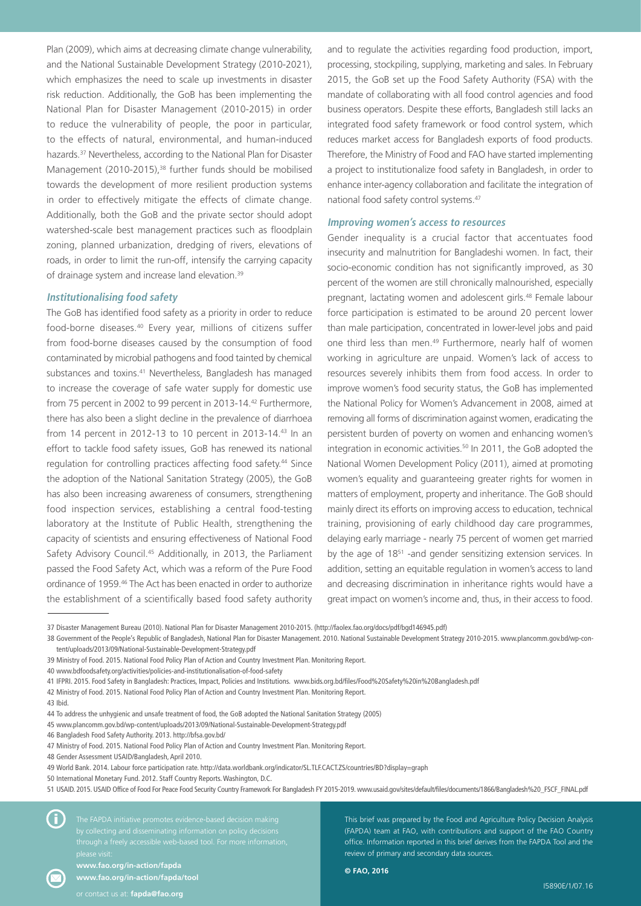Plan (2009), which aims at decreasing climate change vulnerability, and the National Sustainable Development Strategy (2010-2021), which emphasizes the need to scale up investments in disaster risk reduction. Additionally, the GoB has been implementing the National Plan for Disaster Management (2010-2015) in order to reduce the vulnerability of people, the poor in particular, to the effects of natural, environmental, and human-induced hazards.[37] Nevertheless, according to the National Plan for Disaster Management (2010-2015),[38] further funds should be mobilised towards the development of more resilient production systems in order to effectively mitigate the effects of climate change. Additionally, both the GoB and the private sector should adopt watershed-scale best management practices such as floodplain zoning, planned urbanization, dredging of rivers, elevations of roads, in order to limit the run-off, intensify the carrying capacity of drainage system and increase land elevation.[39]

### *Institutionalising food safety*

The GoB has identified food safety as a priority in order to reduce food-borne diseases.[40] Every year, millions of citizens suffer from food-borne diseases caused by the consumption of food contaminated by microbial pathogens and food tainted by chemical substances and toxins.[41] Nevertheless, Bangladesh has managed to increase the coverage of safe water supply for domestic use from 75 percent in 2002 to 99 percent in 2013-14.[42] Furthermore, there has also been a slight decline in the prevalence of diarrhoea from 14 percent in 2012-13 to 10 percent in 2013-14.[43] In an effort to tackle food safety issues, GoB has renewed its national regulation for controlling practices affecting food safety.[44] Since the adoption of the National Sanitation Strategy (2005), the GoB has also been increasing awareness of consumers, strengthening food inspection services, establishing a central food-testing laboratory at the Institute of Public Health, strengthening the capacity of scientists and ensuring effectiveness of National Food Safety Advisory Council.[45] Additionally, in 2013, the Parliament passed the Food Safety Act, which was a reform of the Pure Food ordinance of 1959.[46] The Act has been enacted in order to authorize the establishment of a scientifically based food safety authority and to regulate the activities regarding food production, import, processing, stockpiling, supplying, marketing and sales. In February 2015, the GoB set up the Food Safety Authority (FSA) with the mandate of collaborating with all food control agencies and food business operators. Despite these efforts, Bangladesh still lacks an integrated food safety framework or food control system, which reduces market access for Bangladesh exports of food products. Therefore, the Ministry of Food and FAO have started implementing a project to institutionalize food safety in Bangladesh, in order to enhance inter-agency collaboration and facilitate the integration of national food safety control systems.[47]

### *Improving women's access to resources*

Gender inequality is a crucial factor that accentuates food insecurity and malnutrition for Bangladeshi women. In fact, their socio-economic condition has not significantly improved, as 30 percent of the women are still chronically malnourished, especially pregnant, lactating women and adolescent girls.[48] Female labour force participation is estimated to be around 20 percent lower than male participation, concentrated in lower-level jobs and paid one third less than men.[49] Furthermore, nearly half of women working in agriculture are unpaid. Women's lack of access to resources severely inhibits them from food access. In order to improve women's food security status, the GoB has implemented the National Policy for Women's Advancement in 2008, aimed at removing all forms of discrimination against women, eradicating the persistent burden of poverty on women and enhancing women's integration in economic activities.[50] In 2011, the GoB adopted the National Women Development Policy (2011), aimed at promoting women's equality and guaranteeing greater rights for women in matters of employment, property and inheritance. The GoB should mainly direct its efforts on improving access to education, technical training, provisioning of early childhood day care programmes, delaying early marriage - nearly 75 percent of women get married by the age of 18[51] -and gender sensitizing extension services. In addition, setting an equitable regulation in women's access to land and decreasing discrimination in inheritance rights would have a great impact on women's income and, thus, in their access to food.

---

37 Disaster Management Bureau (2010). National Plan for Disaster Management 2010-2015. (http://faolex.fao.org/docs/pdf/bgd146945.pdf)

38 Government of the People's Republic of Bangladesh, National Plan for Disaster Management. 2010. National Sustainable Development Strategy 2010-2015. www.plancomm.gov.bd/wp-content/uploads/2013/09/National-Sustainable-Development-Strategy.pdf

39 Ministry of Food. 2015. National Food Policy Plan of Action and Country Investment Plan. Monitoring Report.

40 www.bdfoodsafety.org/activities/policies-and-institutionalisation-of-food-safety

41 IFPRI. 2015. Food Safety in Bangladesh: Practices, Impact, Policies and Institutions. www.bids.org.bd/files/Food%20Safety%20in%20Bangladesh.pdf

42 Ministry of Food. 2015. National Food Policy Plan of Action and Country Investment Plan. Monitoring Report.

43 Ibid.

44 To address the unhygienic and unsafe treatment of food, the GoB adopted the National Sanitation Strategy (2005)

45 www.plancomm.gov.bd/wp-content/uploads/2013/09/National-Sustainable-Development-Strategy.pdf

46 Bangladesh Food Safety Authority. 2013. http://bfsa.gov.bd/

47 Ministry of Food. 2015. National Food Policy Plan of Action and Country Investment Plan. Monitoring Report.

48 Gender Assessment USAID/Bangladesh, April 2010.

49 World Bank. 2014. Labour force participation rate. http://data.worldbank.org/indicator/SL.TLF.CACT.ZS/countries/BD?display=graph

50 International Monetary Fund. 2012. Staff Country Reports. Washington, D.C.

51 USAID. 2015. USAID Office of Food For Peace Food Security Country Framework For Bangladesh FY 2015-2019. www.usaid.gov/sites/default/files/documents/1866/Bangladesh%20_FSCF_FINAL.pdf

---

The FAPDA initiative promotes evidence-based decision making by collecting and disseminating information on policy decisions through a freely accessible web-based tool. For more information, please visit:

**www.fao.org/in-action/fapda**
**www.fao.org/in-action/fapda/tool**

or contact us at: **fapda@fao.org**

This brief was prepared by the Food and Agriculture Policy Decision Analysis (FAPDA) team at FAO, with contributions and support of the FAO Country office. Information reported in this brief derives from the FAPDA Tool and the review of primary and secondary data sources.

**© FAO, 2016**

I5890E/1/07.16